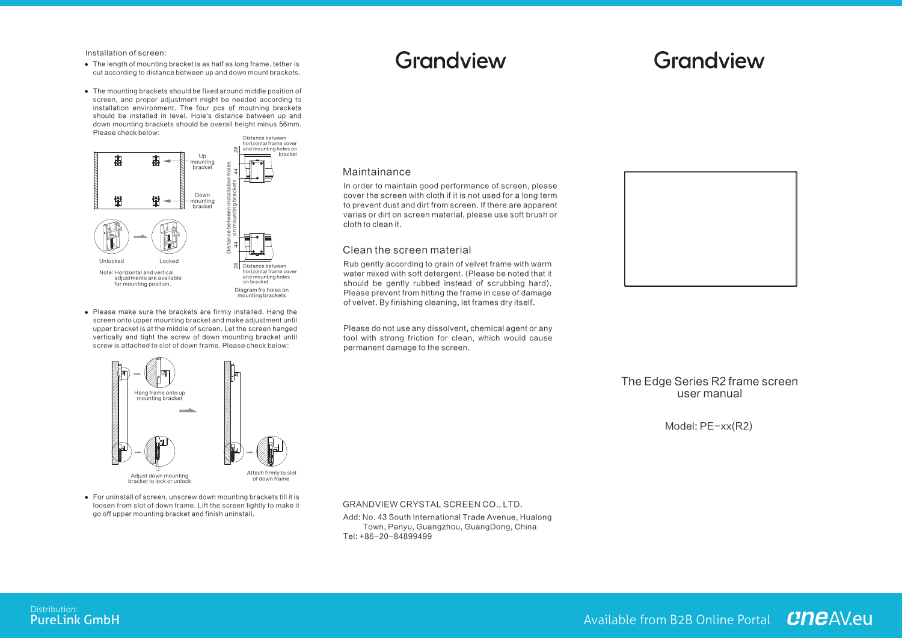## Installation of screen:

- The length of mounting bracket is as half as long frame. tether is cut according to distance between up and down mount brackets.
- The mounting brackets should be fixed around middle position of screen, and proper adjustment might be needed according to installation environment. The four pcs of moutning brackets should be installed in level. Hole's distance between up and down mounting brackets should be overall height minus 56mm. Please check below:

Up mounting bracket

Down mounting bracket

Unlocked

Locked

Note: Horizontal and vertical adjustments are available for mounting position.

Distance between horizontal frame cover and mounting holes on bracket

28

44

Distance between installation holes on mounting brackets

44

28

Distance between horizontal frame cover and mounting holes on bracket

Diagram fro holes on mounting brackets

- Please make sure the brackets are firmly installed. Hang the screen onto upper mounting bracket and make adjustment until upper bracket is at the middle of screen. Let the screen hanged vertically and tight the screw of down mounting bracket until screw is attached to slot of down frame. Please check below:

Hang frame onto up mounting bracket

Adjust down mounting bracket to lock or unlock

Attach firmly to slot of down frame

- For uninstall of screen, unscrew down mounting brackets till it is loosen from slot of down frame. Lift the screen lightly to make it go off upper mounting bracket and finish uninstall.

# Grandview

## Maintainance

In order to maintain good performance of screen, please cover the screen with cloth if it is not used for a long term to prevent dust and dirt from screen. If there are apparent varias or dirt on screen material, please use soft brush or cloth to clean it.

## Clean the screen material

Rub gently according to grain of velvet frame with warm water mixed with soft detergent. (Please be noted that it should be gently rubbed instead of scrubbing hard). Please prevent from hitting the frame in case of damage of velvet. By finishing cleaning, let frames dry itself.

Please do not use any dissolvent, chemical agent or any tool with strong friction for clean, which would cause permanent damage to the screen.

GRANDVIEW CRYSTAL SCREEN CO., LTD.

Add: No. 43 South International Trade Avenue, Hualong Town, Panyu, Guangzhou, GuangDong, China

Tel: +86-20-84899499

# Grandview

The Edge Series R2 frame screen user manual

Model: PE-xx(R2)

Distribution:
PureLink GmbH

Available from B2B Online Portal oneAV.eu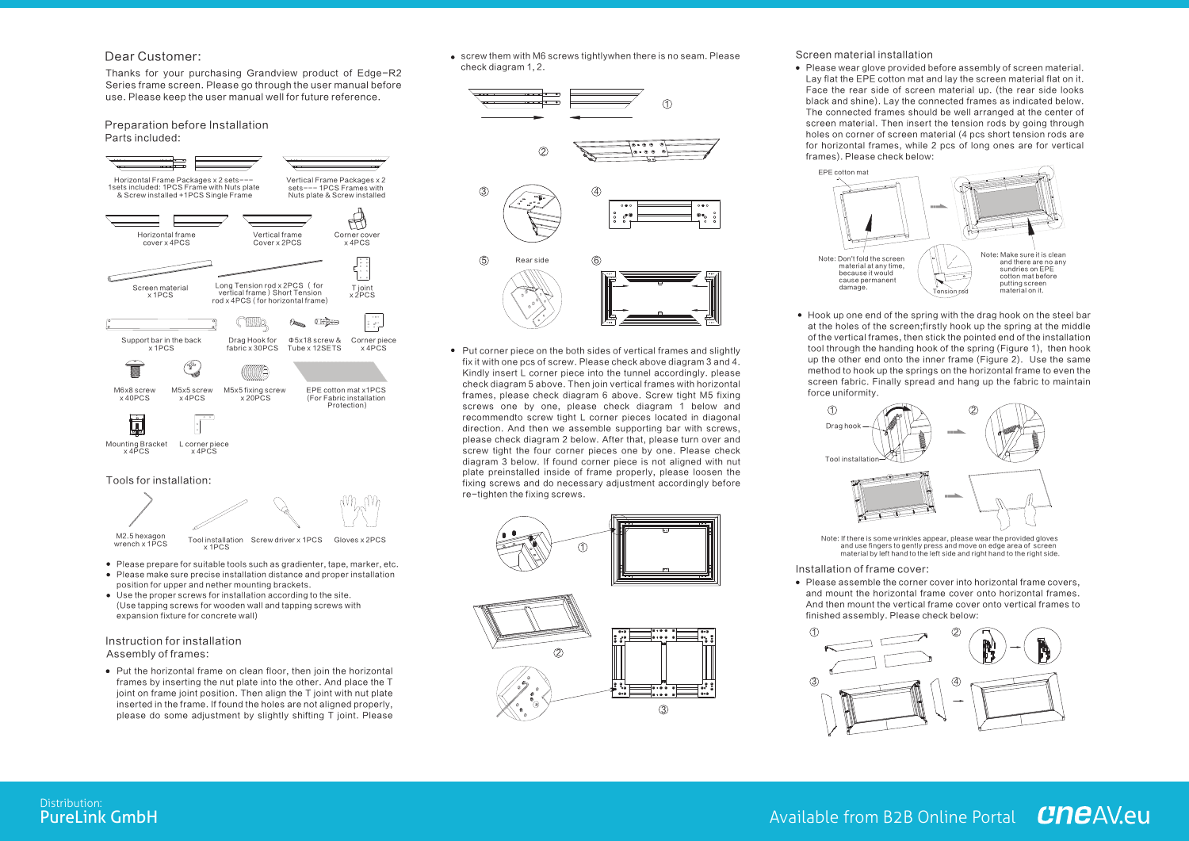## Dear Customer:

Thanks for your purchasing Grandview product of Edge-R2 Series frame screen. Please go through the user manual before use. Please keep the user manual well for future reference.

## Preparation before Installation

Parts included:

Horizontal Frame Packages x 2 sets--- 1sets included: 1PCS Frame with Nuts plate & Screw installed +1PCS Single Frame

Vertical Frame Packages x 2 sets--- 1PCS Frames with Nuts plate & Screw installed

Horizontal frame cover x 4PCS

Vertical frame Cover x 2PCS

Corner cover x 4PCS

Screen material x 1PCS

Long Tension rod x 2PCS (for vertical frame) Short Tension rod x 4PCS (for horizontal frame)

T joint x 2PCS

Support bar in the back x 1PCS

Drag Hook for fabric x 30PCS

Φ5x18 screw & Tube x 12SETS

Corner piece x 4PCS

M6x8 screw x 40PCS

M5x5 screw x 4PCS

M5x5 fixing screw x 20PCS

EPE cotton mat x1PCS (For Fabric installation Protection)

Mounting Bracket x 4PCS

L corner piece x 4PCS

Tools for installation:

M2.5 hexagon wrench x 1PCS

Tool installation x 1PCS

Screw driver x 1PCS

Gloves x 2PCS

- Please prepare for suitable tools such as gradienter, tape, marker, etc.
- Please make sure precise installation distance and proper installation position for upper and nether mounting brackets.
- Use the proper screws for installation according to the site. (Use tapping screws for wooden wall and tapping screws with expansion fixture for concrete wall)

## Instruction for installation

Assembly of frames:

- Put the horizontal frame on clean floor, then join the horizontal frames by inserting the nut plate into the other. And place the T joint on frame joint position. Then align the T joint with nut plate inserted in the frame. If found the holes are not aligned properly, please do some adjustment by slightly shifting T joint. Please screw them with M6 screws tightlywhen there is no seam. Please check diagram 1, 2.

①

②

③

④

⑤ Rear side

⑥

- Put corner piece on the both sides of vertical frames and slightly fix it with one pcs of screw. Please check above diagram 3 and 4. Kindly insert L corner piece into the tunnel accordingly. please check diagram 5 above. Then join vertical frames with horizontal frames, please check diagram 6 above. Screw tight M5 fixing screws one by one, please check diagram 1 below and recommendto screw tight L corner pieces located in diagonal direction. And then we assemble supporting bar with screws, please check diagram 2 below. After that, please turn over and screw tight the four corner pieces one by one. Please check diagram 3 below. If found corner piece is not aligned with nut plate preinstalled inside of frame properly, please loosen the fixing screws and do necessary adjustment accordingly before re-tighten the fixing screws.

①

②

③

## Screen material installation

- Please wear glove provided before assembly of screen material. Lay flat the EPE cotton mat and lay the screen material flat on it. Face the rear side of screen material up. (the rear side looks black and shine). Lay the connected frames as indicated below. The connected frames should be well arranged at the center of screen material. Then insert the tension rods by going through holes on corner of screen material (4 pcs short tension rods are for horizontal frames, while 2 pcs of long ones are for vertical frames). Please check below:

EPE cotton mat

Note: Don't fold the screen material at any time, because it would cause permanent damage.

Tension rod

Note: Make sure it is clean and there are no any sundries on EPE cotton mat before putting screen material on it.

- Hook up one end of the spring with the drag hook on the steel bar at the holes of the screen;firstly hook up the spring at the middle of the vertical frames, then stick the pointed end of the installation tool through the handing hook of the spring (Figure 1), then hook up the other end onto the inner frame (Figure 2). Use the same method to hook up the springs on the horizontal frame to even the screen fabric. Finally spread and hang up the fabric to maintain force uniformity.

① Drag hook

Tool installation

②

Note: If there is some wrinkles appear, please wear the provided gloves and use fingers to gently press and move on edge area of screen material by left hand to the left side and right hand to the right side.

## Installation of frame cover:

- Please assemble the corner cover into horizontal frame covers, and mount the horizontal frame cover onto horizontal frames. And then mount the vertical frame cover onto vertical frames to finished assembly. Please check below:

① ② ③ ④

Distribution:
PureLink GmbH

Available from B2B Online Portal oneAV.eu